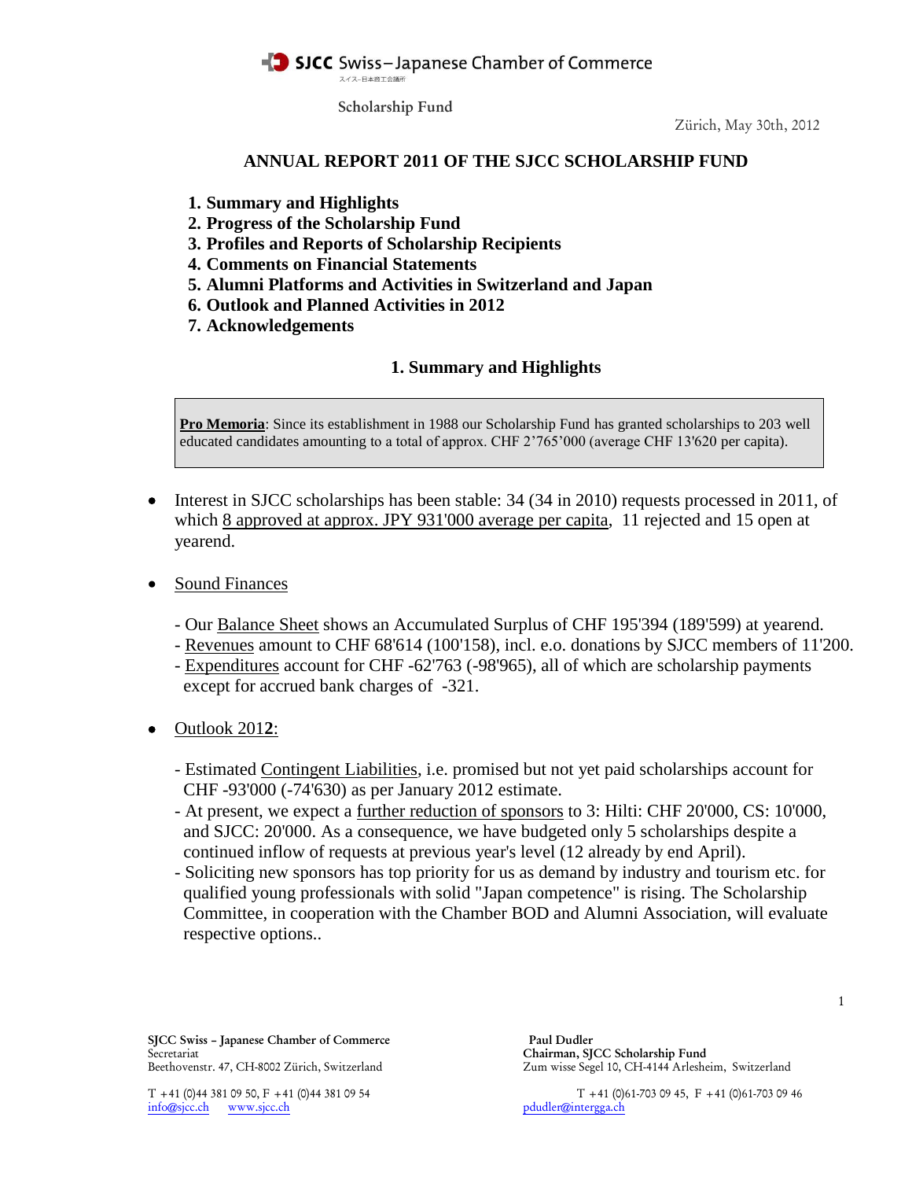SJCC Swiss–Japanese Chamber of Commerce

スイス–日本商工会議所

Scholarship Fund

Zürich, May 30th, 2012

# ANNUAL REPORT 2011 OF THE SJCC SCHOLARSHIP FUND

1. **Summary and Highlights**
2. **Progress of the Scholarship Fund**
3. **Profiles and Reports of Scholarship Recipients**
4. **Comments on Financial Statements**
5. **Alumni Platforms and Activities in Switzerland and Japan**
6. **Outlook and Planned Activities in 2012**
7. **Acknowledgements**

## 1. Summary and Highlights

> **Pro Memoria**: Since its establishment in 1988 our Scholarship Fund has granted scholarships to 203 well educated candidates amounting to a total of approx. CHF 2'765'000 (average CHF 13'620 per capita).

- Interest in SJCC scholarships has been stable: 34 (34 in 2010) requests processed in 2011, of which 8 approved at approx. JPY 931'000 average per capita, 11 rejected and 15 open at yearend.

- Sound Finances

  - Our Balance Sheet shows an Accumulated Surplus of CHF 195'394 (189'599) at yearend.
  - Revenues amount to CHF 68'614 (100'158), incl. e.o. donations by SJCC members of 11'200.
  - Expenditures account for CHF -62'763 (-98'965), all of which are scholarship payments except for accrued bank charges of -321.

- Outlook 2012:

  - Estimated Contingent Liabilities, i.e. promised but not yet paid scholarships account for CHF -93'000 (-74'630) as per January 2012 estimate.
  - At present, we expect a further reduction of sponsors to 3: Hilti: CHF 20'000, CS: 10'000, and SJCC: 20'000. As a consequence, we have budgeted only 5 scholarships despite a continued inflow of requests at previous year's level (12 already by end April).
  - Soliciting new sponsors has top priority for us as demand by industry and tourism etc. for qualified young professionals with solid "Japan competence" is rising. The Scholarship Committee, in cooperation with the Chamber BOD and Alumni Association, will evaluate respective options..

SJCC Swiss – Japanese Chamber of Commerce
Secretariat
Beethovenstr. 47, CH-8002 Zürich, Switzerland

T +41 (0)44 381 09 50, F +41 (0)44 381 09 54
info@sjcc.ch www.sjcc.ch

Paul Dudler
Chairman, SJCC Scholarship Fund
Zum wisse Segel 10, CH-4144 Arlesheim, Switzerland

T +41 (0)61-703 09 45, F +41 (0)61-703 09 46
pdudler@intergga.ch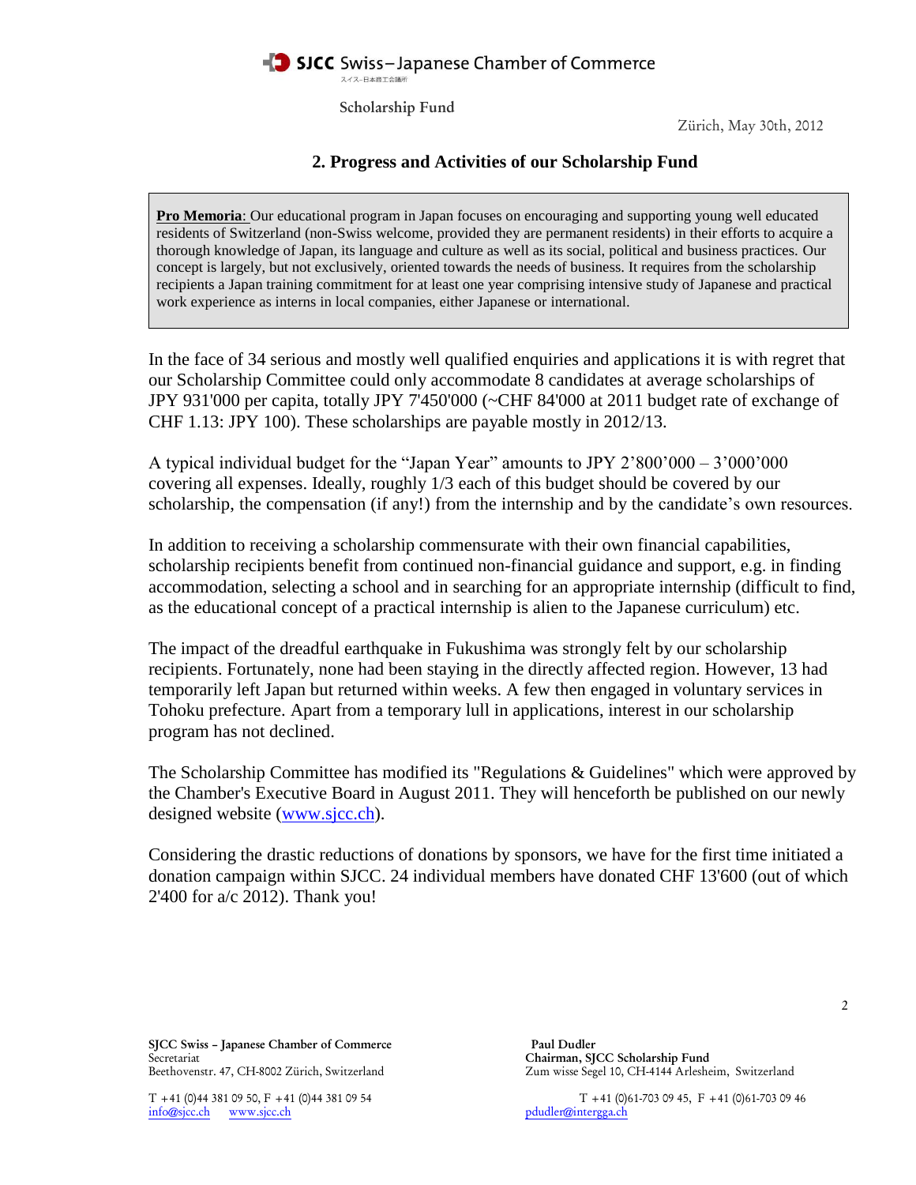SJCC Swiss – Japanese Chamber of Commerce
スイス–日本商工会議所

Scholarship Fund

Zürich, May 30th, 2012

## 2. Progress and Activities of our Scholarship Fund

> **Pro Memoria**: Our educational program in Japan focuses on encouraging and supporting young well educated residents of Switzerland (non-Swiss welcome, provided they are permanent residents) in their efforts to acquire a thorough knowledge of Japan, its language and culture as well as its social, political and business practices. Our concept is largely, but not exclusively, oriented towards the needs of business. It requires from the scholarship recipients a Japan training commitment for at least one year comprising intensive study of Japanese and practical work experience as interns in local companies, either Japanese or international.

In the face of 34 serious and mostly well qualified enquiries and applications it is with regret that our Scholarship Committee could only accommodate 8 candidates at average scholarships of JPY 931'000 per capita, totally JPY 7'450'000 (~CHF 84'000 at 2011 budget rate of exchange of CHF 1.13: JPY 100). These scholarships are payable mostly in 2012/13.

A typical individual budget for the "Japan Year" amounts to JPY 2'800'000 – 3'000'000 covering all expenses. Ideally, roughly 1/3 each of this budget should be covered by our scholarship, the compensation (if any!) from the internship and by the candidate's own resources.

In addition to receiving a scholarship commensurate with their own financial capabilities, scholarship recipients benefit from continued non-financial guidance and support, e.g. in finding accommodation, selecting a school and in searching for an appropriate internship (difficult to find, as the educational concept of a practical internship is alien to the Japanese curriculum) etc.

The impact of the dreadful earthquake in Fukushima was strongly felt by our scholarship recipients. Fortunately, none had been staying in the directly affected region. However, 13 had temporarily left Japan but returned within weeks. A few then engaged in voluntary services in Tohoku prefecture. Apart from a temporary lull in applications, interest in our scholarship program has not declined.

The Scholarship Committee has modified its "Regulations & Guidelines" which were approved by the Chamber's Executive Board in August 2011. They will henceforth be published on our newly designed website (www.sjcc.ch).

Considering the drastic reductions of donations by sponsors, we have for the first time initiated a donation campaign within SJCC. 24 individual members have donated CHF 13'600 (out of which 2'400 for a/c 2012). Thank you!

**SJCC Swiss – Japanese Chamber of Commerce**
Secretariat
Beethovenstr. 47, CH-8002 Zürich, Switzerland

T +41 (0)44 381 09 50, F +41 (0)44 381 09 54
info@sjcc.ch www.sjcc.ch

**Paul Dudler**
**Chairman, SJCC Scholarship Fund**
Zum wisse Segel 10, CH-4144 Arlesheim, Switzerland

T +41 (0)61-703 09 45, F +41 (0)61-703 09 46
pdudler@intergga.ch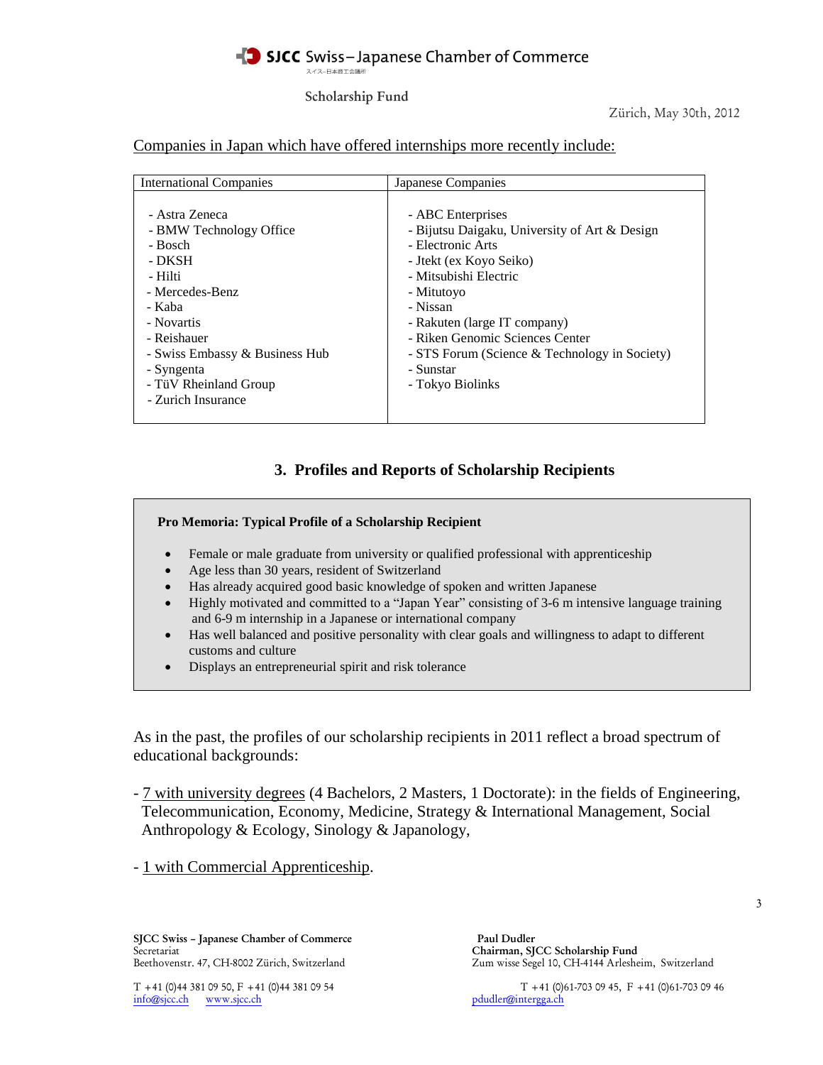Companies in Japan which have offered internships more recently include:

| International Companies | Japanese Companies |
| --- | --- |
| - Astra Zeneca<br>- BMW Technology Office<br>- Bosch<br>- DKSH<br>- Hilti<br>- Mercedes-Benz<br>- Kaba<br>- Novartis<br>- Reishauer<br>- Swiss Embassy & Business Hub<br>- Syngenta<br>- TüV Rheinland Group<br>- Zurich Insurance | - ABC Enterprises<br>- Bijutsu Daigaku, University of Art & Design<br>- Electronic Arts<br>- Jtekt (ex Koyo Seiko)<br>- Mitsubishi Electric<br>- Mitutoyo<br>- Nissan<br>- Rakuten (large IT company)<br>- Riken Genomic Sciences Center<br>- STS Forum (Science & Technology in Society)<br>- Sunstar<br>- Tokyo Biolinks |

## 3. Profiles and Reports of Scholarship Recipients

**Pro Memoria: Typical Profile of a Scholarship Recipient**

- Female or male graduate from university or qualified professional with apprenticeship
- Age less than 30 years, resident of Switzerland
- Has already acquired good basic knowledge of spoken and written Japanese
- Highly motivated and committed to a "Japan Year" consisting of 3-6 m intensive language training and 6-9 m internship in a Japanese or international company
- Has well balanced and positive personality with clear goals and willingness to adapt to different customs and culture
- Displays an entrepreneurial spirit and risk tolerance

As in the past, the profiles of our scholarship recipients in 2011 reflect a broad spectrum of educational backgrounds:

- 7 with university degrees (4 Bachelors, 2 Masters, 1 Doctorate): in the fields of Engineering, Telecommunication, Economy, Medicine, Strategy & International Management, Social Anthropology & Ecology, Sinology & Japanology,

- 1 with Commercial Apprenticeship.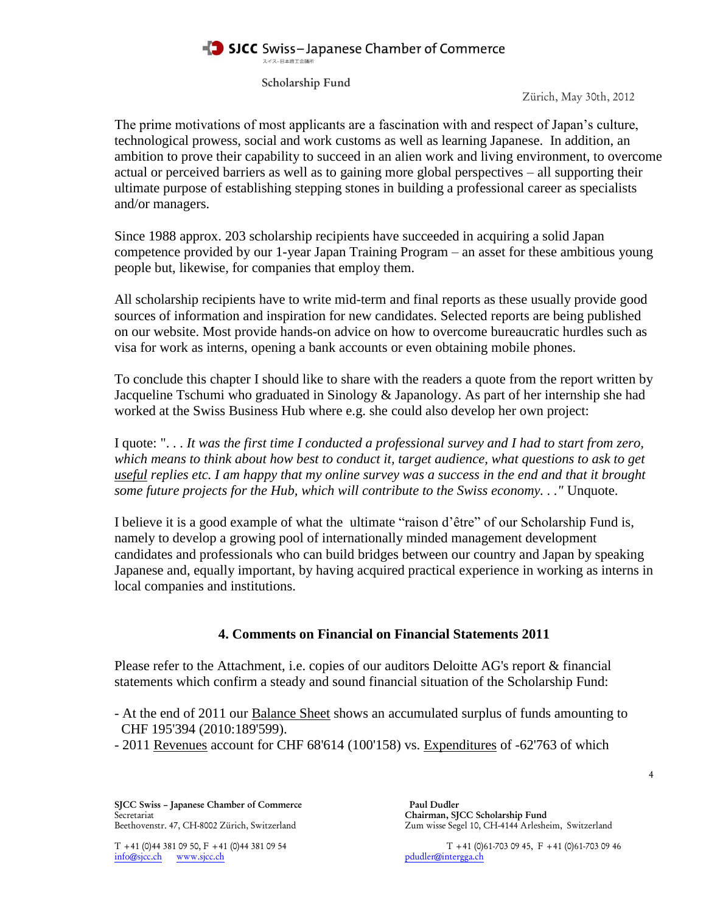The prime motivations of most applicants are a fascination with and respect of Japan's culture, technological prowess, social and work customs as well as learning Japanese. In addition, an ambition to prove their capability to succeed in an alien work and living environment, to overcome actual or perceived barriers as well as to gaining more global perspectives – all supporting their ultimate purpose of establishing stepping stones in building a professional career as specialists and/or managers.

Since 1988 approx. 203 scholarship recipients have succeeded in acquiring a solid Japan competence provided by our 1-year Japan Training Program – an asset for these ambitious young people but, likewise, for companies that employ them.

All scholarship recipients have to write mid-term and final reports as these usually provide good sources of information and inspiration for new candidates. Selected reports are being published on our website. Most provide hands-on advice on how to overcome bureaucratic hurdles such as visa for work as interns, opening a bank accounts or even obtaining mobile phones.

To conclude this chapter I should like to share with the readers a quote from the report written by Jacqueline Tschumi who graduated in Sinology & Japanology. As part of her internship she had worked at the Swiss Business Hub where e.g. she could also develop her own project:

I quote: "*. . . It was the first time I conducted a professional survey and I had to start from zero, which means to think about how best to conduct it, target audience, what questions to ask to get useful replies etc. I am happy that my online survey was a success in the end and that it brought some future projects for the Hub, which will contribute to the Swiss economy. . .*" Unquote.

I believe it is a good example of what the ultimate "raison d'être" of our Scholarship Fund is, namely to develop a growing pool of internationally minded management development candidates and professionals who can build bridges between our country and Japan by speaking Japanese and, equally important, by having acquired practical experience in working as interns in local companies and institutions.

### 4. Comments on Financial on Financial Statements 2011

Please refer to the Attachment, i.e. copies of our auditors Deloitte AG's report & financial statements which confirm a steady and sound financial situation of the Scholarship Fund:

- At the end of 2011 our Balance Sheet shows an accumulated surplus of funds amounting to CHF 195'394 (2010:189'599).
- 2011 Revenues account for CHF 68'614 (100'158) vs. Expenditures of -62'763 of which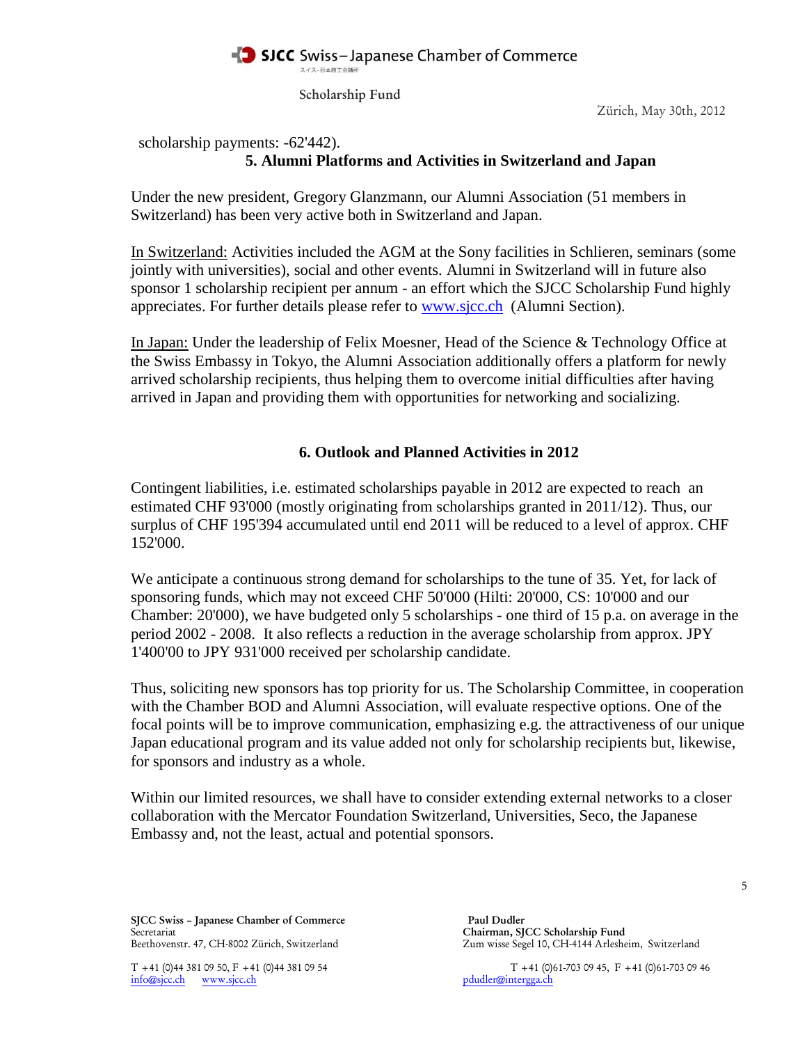scholarship payments: -62'442).

## 5. Alumni Platforms and Activities in Switzerland and Japan

Under the new president, Gregory Glanzmann, our Alumni Association (51 members in Switzerland) has been very active both in Switzerland and Japan.

In Switzerland: Activities included the AGM at the Sony facilities in Schlieren, seminars (some jointly with universities), social and other events. Alumni in Switzerland will in future also sponsor 1 scholarship recipient per annum - an effort which the SJCC Scholarship Fund highly appreciates. For further details please refer to www.sjcc.ch (Alumni Section).

In Japan: Under the leadership of Felix Moesner, Head of the Science & Technology Office at the Swiss Embassy in Tokyo, the Alumni Association additionally offers a platform for newly arrived scholarship recipients, thus helping them to overcome initial difficulties after having arrived in Japan and providing them with opportunities for networking and socializing.

## 6. Outlook and Planned Activities in 2012

Contingent liabilities, i.e. estimated scholarships payable in 2012 are expected to reach an estimated CHF 93'000 (mostly originating from scholarships granted in 2011/12). Thus, our surplus of CHF 195'394 accumulated until end 2011 will be reduced to a level of approx. CHF 152'000.

We anticipate a continuous strong demand for scholarships to the tune of 35. Yet, for lack of sponsoring funds, which may not exceed CHF 50'000 (Hilti: 20'000, CS: 10'000 and our Chamber: 20'000), we have budgeted only 5 scholarships - one third of 15 p.a. on average in the period 2002 - 2008. It also reflects a reduction in the average scholarship from approx. JPY 1'400'00 to JPY 931'000 received per scholarship candidate.

Thus, soliciting new sponsors has top priority for us. The Scholarship Committee, in cooperation with the Chamber BOD and Alumni Association, will evaluate respective options. One of the focal points will be to improve communication, emphasizing e.g. the attractiveness of our unique Japan educational program and its value added not only for scholarship recipients but, likewise, for sponsors and industry as a whole.

Within our limited resources, we shall have to consider extending external networks to a closer collaboration with the Mercator Foundation Switzerland, Universities, Seco, the Japanese Embassy and, not the least, actual and potential sponsors.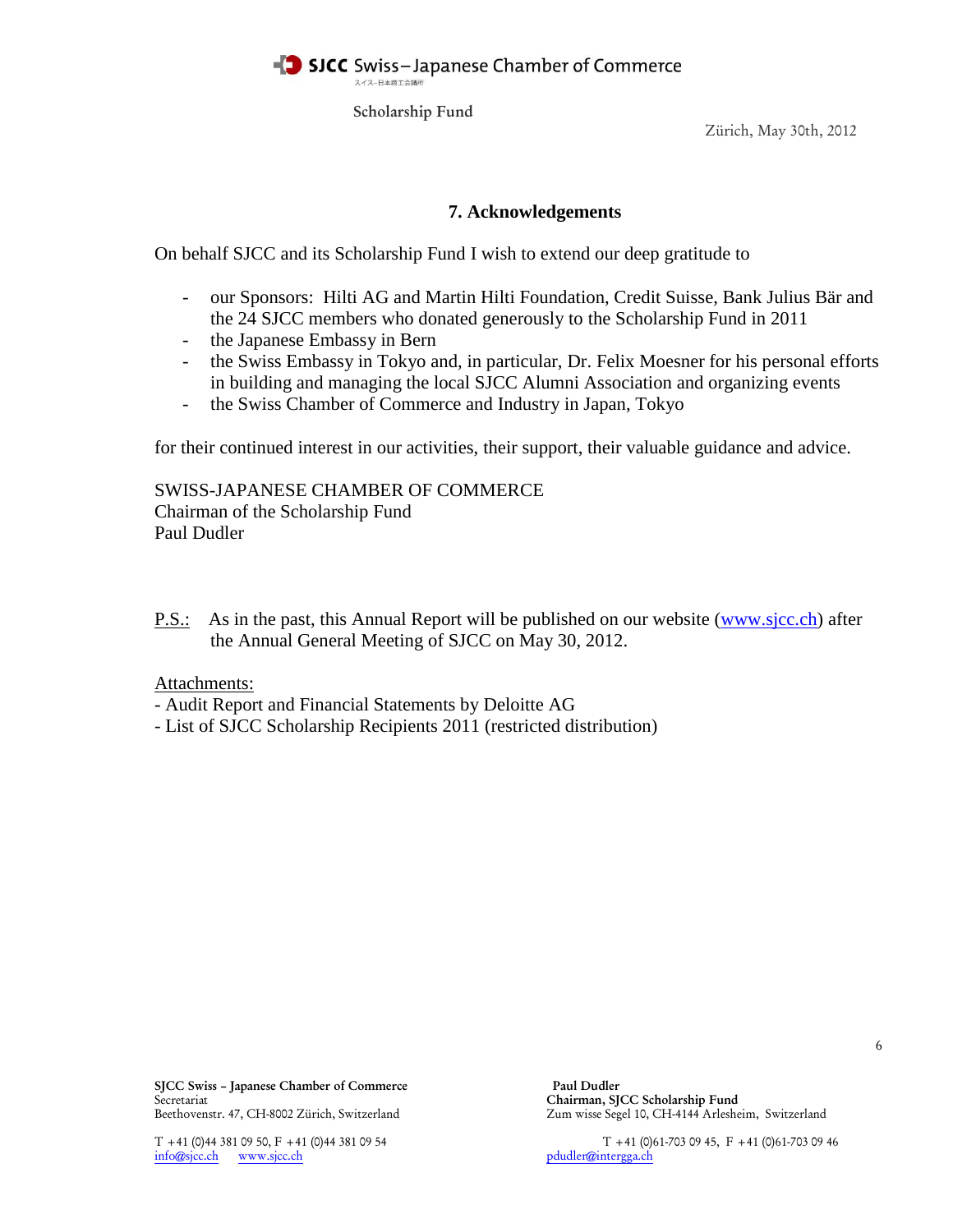SJCC Swiss–Japanese Chamber of Commerce
スイス–日本商工会議所

Scholarship Fund

Zürich, May 30th, 2012

## 7. Acknowledgements

On behalf SJCC and its Scholarship Fund I wish to extend our deep gratitude to

- our Sponsors: Hilti AG and Martin Hilti Foundation, Credit Suisse, Bank Julius Bär and the 24 SJCC members who donated generously to the Scholarship Fund in 2011
- the Japanese Embassy in Bern
- the Swiss Embassy in Tokyo and, in particular, Dr. Felix Moesner for his personal efforts in building and managing the local SJCC Alumni Association and organizing events
- the Swiss Chamber of Commerce and Industry in Japan, Tokyo

for their continued interest in our activities, their support, their valuable guidance and advice.

SWISS-JAPANESE CHAMBER OF COMMERCE
Chairman of the Scholarship Fund
Paul Dudler

P.S.: As in the past, this Annual Report will be published on our website (www.sjcc.ch) after the Annual General Meeting of SJCC on May 30, 2012.

Attachments:
- Audit Report and Financial Statements by Deloitte AG
- List of SJCC Scholarship Recipients 2011 (restricted distribution)

**SJCC Swiss – Japanese Chamber of Commerce**
Secretariat
Beethovenstr. 47, CH-8002 Zürich, Switzerland

T +41 (0)44 381 09 50, F +41 (0)44 381 09 54
info@sjcc.ch www.sjcc.ch

**Paul Dudler**
**Chairman, SJCC Scholarship Fund**
Zum wisse Segel 10, CH-4144 Arlesheim, Switzerland

T +41 (0)61-703 09 45, F +41 (0)61-703 09 46
pdudler@intergga.ch